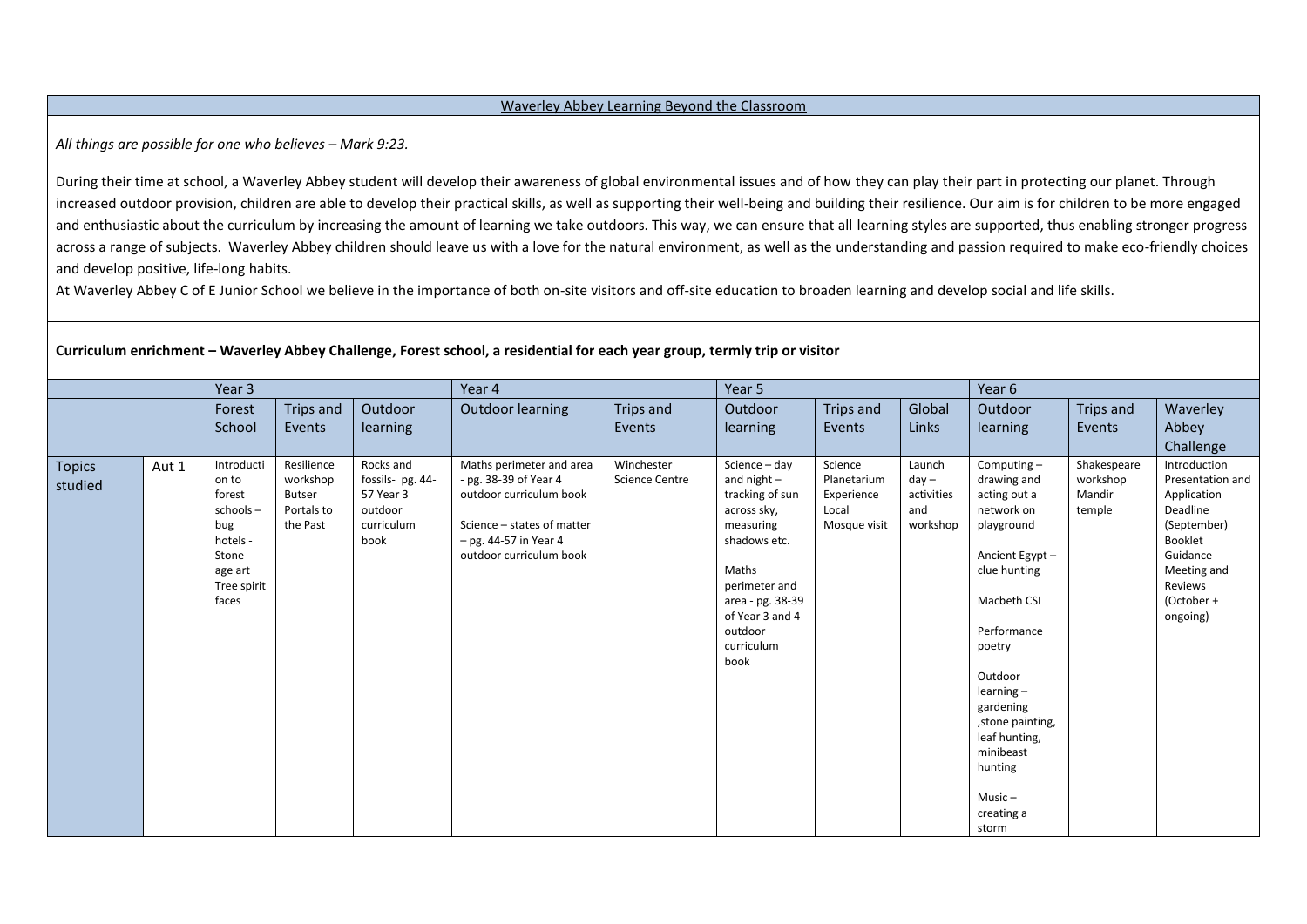# Waverley Abbey Learning Beyond the Classroom

*All things are possible for one who believes – Mark 9:23.*

During their time at school, a Waverley Abbey student will develop their awareness of global environmental issues and of how they can play their part in protecting our planet. Through increased outdoor provision, children are able to develop their practical skills, as well as supporting their well-being and building their resilience. Our aim is for children to be more engaged and enthusiastic about the curriculum by increasing the amount of learning we take outdoors. This way, we can ensure that all learning styles are supported, thus enabling stronger progress across a range of subjects. Waverley Abbey children should leave us with a love for the natural environment, as well as the understanding and passion required to make eco-friendly choices and develop positive, life-long habits.

At Waverley Abbey C of E Junior School we believe in the importance of both on-site visitors and off-site education to broaden learning and develop social and life skills.

**Curriculum enrichment – Waverley Abbey Challenge, Forest school, a residential for each year group, termly trip or visitor**

| | | Year 3 | | | Year 4 | | Year 5 | | | Year 6 | | |
|---|---|---|---|---|---|---|---|---|---|---|---|---|
| | | Forest School | Trips and Events | Outdoor learning | Outdoor learning | Trips and Events | Outdoor learning | Trips and Events | Global Links | Outdoor learning | Trips and Events | Waverley Abbey Challenge |
| Topics studied | Aut 1 | Introduction to forest schools – bug hotels - Stone age art Tree spirit faces | Resilience workshop Butser Portals to the Past | Rocks and fossils- pg. 44-57 Year 3 outdoor curriculum book | Maths perimeter and area - pg. 38-39 of Year 4 outdoor curriculum book<br><br>Science – states of matter – pg. 44-57 in Year 4 outdoor curriculum book | Winchester Science Centre | Science – day and night – tracking of sun across sky, measuring shadows etc.<br><br>Maths perimeter and area - pg. 38-39 of Year 3 and 4 outdoor curriculum book | Science Planetarium Experience Local Mosque visit | Launch day – activities and workshop | Computing – drawing and acting out a network on playground<br><br>Ancient Egypt – clue hunting<br><br>Macbeth CSI<br><br>Performance poetry<br><br>Outdoor learning – gardening ,stone painting, leaf hunting, minibeast hunting<br><br>Music – creating a storm | Shakespeare workshop Mandir temple | Introduction Presentation and Application Deadline (September) Booklet Guidance Meeting and Reviews (October + ongoing) |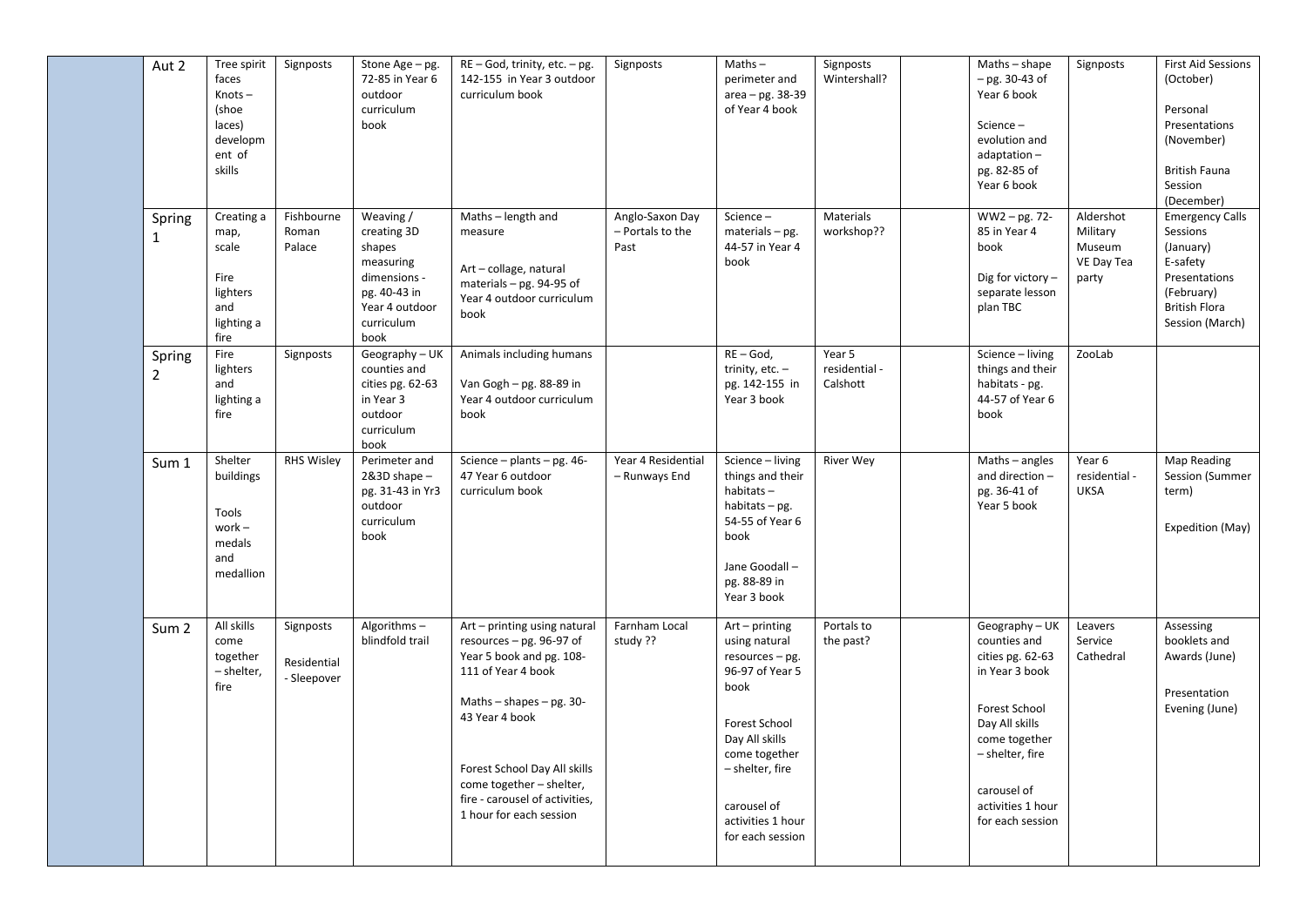| | | | | | | | | | | | | |
|---|---|---|---|---|---|---|---|---|---|---|---|---|
| | Aut 2 | Tree spirit faces<br>Knots – (shoe laces) development of skills | Signposts | Stone Age – pg. 72-85 in Year 6 outdoor curriculum book | RE – God, trinity, etc. – pg. 142-155 in Year 3 outdoor curriculum book | Signposts | Maths – perimeter and area – pg. 38-39 of Year 4 book | Signposts Wintershall? | | Maths – shape – pg. 30-43 of Year 6 book<br><br>Science – evolution and adaptation – pg. 82-85 of Year 6 book | Signposts | First Aid Sessions (October)<br><br>Personal Presentations (November)<br><br>British Fauna Session (December) |
| | Spring 1 | Creating a map, scale<br><br>Fire lighters and lighting a fire | Fishbourne Roman Palace | Weaving / creating 3D shapes measuring dimensions - pg. 40-43 in Year 4 outdoor curriculum book | Maths – length and measure<br><br>Art – collage, natural materials – pg. 94-95 of Year 4 outdoor curriculum book | Anglo-Saxon Day – Portals to the Past | Science – materials – pg. 44-57 in Year 4 book | Materials workshop?? | | WW2 – pg. 72-85 in Year 4 book<br><br>Dig for victory – separate lesson plan TBC | Aldershot Military Museum VE Day Tea party | Emergency Calls Sessions (January)<br>E-safety Presentations (February)<br>British Flora Session (March) |
| | Spring 2 | Fire lighters and lighting a fire | Signposts | Geography – UK counties and cities pg. 62-63 in Year 3 outdoor curriculum book | Animals including humans<br><br>Van Gogh – pg. 88-89 in Year 4 outdoor curriculum book | | RE – God, trinity, etc. – pg. 142-155 in Year 3 book | Year 5 residential - Calshott | | Science – living things and their habitats - pg. 44-57 of Year 6 book | ZooLab | |
| | Sum 1 | Shelter buildings<br><br>Tools work – medals and medallion | RHS Wisley | Perimeter and 2&3D shape – pg. 31-43 in Yr3 outdoor curriculum book | Science – plants – pg. 46-47 Year 6 outdoor curriculum book | Year 4 Residential – Runways End | Science – living things and their habitats – habitats – pg. 54-55 of Year 6 book<br><br>Jane Goodall – pg. 88-89 in Year 3 book | River Wey | | Maths – angles and direction – pg. 36-41 of Year 5 book | Year 6 residential - UKSA | Map Reading Session (Summer term)<br><br>Expedition (May) |
| | Sum 2 | All skills come together – shelter, fire | Signposts<br><br>Residential - Sleepover | Algorithms – blindfold trail | Art – printing using natural resources – pg. 96-97 of Year 5 book and pg. 108-111 of Year 4 book<br><br>Maths – shapes – pg. 30-43 Year 4 book<br><br>Forest School Day All skills come together – shelter, fire - carousel of activities, 1 hour for each session | Farnham Local study ?? | Art – printing using natural resources – pg. 96-97 of Year 5 book<br><br>Forest School Day All skills come together – shelter, fire<br><br>carousel of activities 1 hour for each session | Portals to the past? | | Geography – UK counties and cities pg. 62-63 in Year 3 book<br><br>Forest School Day All skills come together – shelter, fire<br><br>carousel of activities 1 hour for each session | Leavers Service Cathedral | Assessing booklets and Awards (June)<br><br>Presentation Evening (June) |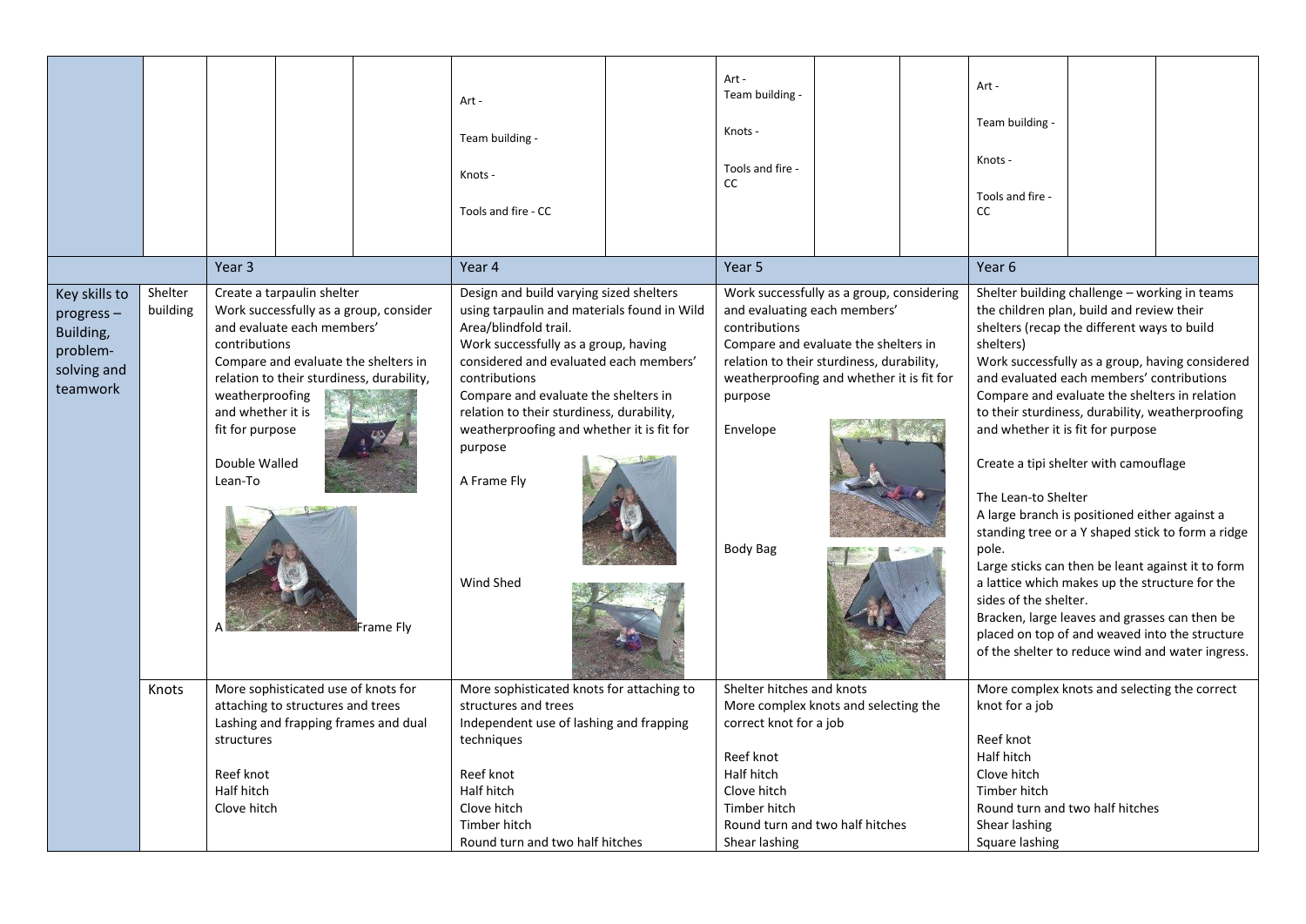| | | Year 3 | Year 4 | Year 5 | Year 6 |
|---|---|---|---|---|---|
| | | | Art -<br>Team building -<br>Knots -<br>Tools and fire - CC | Art -<br>Team building -<br>Knots -<br>Tools and fire - CC | Art -<br>Team building -<br>Knots -<br>Tools and fire - CC |
| Key skills to progress – Building, problem-solving and teamwork | Shelter building | Create a tarpaulin shelter<br>Work successfully as a group, consider and evaluate each members' contributions<br>Compare and evaluate the shelters in relation to their sturdiness, durability, weatherproofing and whether it is fit for purpose<br><br>Double Walled Lean-To<br><br>A Frame Fly | Design and build varying sized shelters using tarpaulin and materials found in Wild Area/blindfold trail.<br>Work successfully as a group, having considered and evaluated each members' contributions<br>Compare and evaluate the shelters in relation to their sturdiness, durability, weatherproofing and whether it is fit for purpose<br><br>A Frame Fly<br><br>Wind Shed | Work successfully as a group, considering and evaluating each members' contributions<br>Compare and evaluate the shelters in relation to their sturdiness, durability, weatherproofing and whether it is fit for purpose<br><br>Envelope<br><br>Body Bag | Shelter building challenge – working in teams the children plan, build and review their shelters (recap the different ways to build shelters)<br>Work successfully as a group, having considered and evaluated each members' contributions<br>Compare and evaluate the shelters in relation to their sturdiness, durability, weatherproofing and whether it is fit for purpose<br><br>Create a tipi shelter with camouflage<br><br>The Lean-to Shelter<br>A large branch is positioned either against a standing tree or a Y shaped stick to form a ridge pole.<br>Large sticks can then be leant against it to form a lattice which makes up the structure for the sides of the shelter.<br>Bracken, large leaves and grasses can then be placed on top of and weaved into the structure of the shelter to reduce wind and water ingress. |
| | Knots | More sophisticated use of knots for attaching to structures and trees<br>Lashing and frapping frames and dual structures<br><br>Reef knot<br>Half hitch<br>Clove hitch | More sophisticated knots for attaching to structures and trees<br>Independent use of lashing and frapping techniques<br><br>Reef knot<br>Half hitch<br>Clove hitch<br>Timber hitch<br>Round turn and two half hitches | Shelter hitches and knots<br>More complex knots and selecting the correct knot for a job<br><br>Reef knot<br>Half hitch<br>Clove hitch<br>Timber hitch<br>Round turn and two half hitches<br>Shear lashing | More complex knots and selecting the correct knot for a job<br><br>Reef knot<br>Half hitch<br>Clove hitch<br>Timber hitch<br>Round turn and two half hitches<br>Shear lashing<br>Square lashing |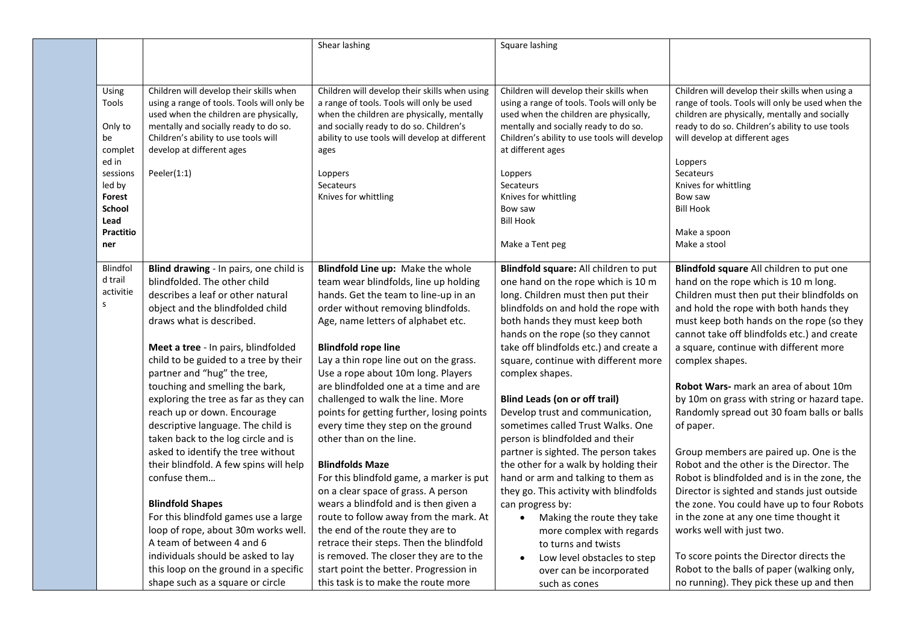| | | | | | |
|---|---|---|---|---|---|
| | | | Shear lashing | Square lashing | |
| | Using Tools<br><br>Only to be completed in sessions led by **Forest School Lead Practitioner** | Children will develop their skills when using a range of tools. Tools will only be used when the children are physically, mentally and socially ready to do so. Children's ability to use tools will develop at different ages<br><br>Peeler(1:1) | Children will develop their skills when using a range of tools. Tools will only be used when the children are physically, mentally and socially ready to do so. Children's ability to use tools will develop at different ages<br><br>Loppers<br>Secateurs<br>Knives for whittling | Children will develop their skills when using a range of tools. Tools will only be used when the children are physically, mentally and socially ready to do so. Children's ability to use tools will develop at different ages<br><br>Loppers<br>Secateurs<br>Knives for whittling<br>Bow saw<br>Bill Hook<br><br>Make a Tent peg | Children will develop their skills when using a range of tools. Tools will only be used when the children are physically, mentally and socially ready to do so. Children's ability to use tools will develop at different ages<br><br>Loppers<br>Secateurs<br>Knives for whittling<br>Bow saw<br>Bill Hook<br><br>Make a spoon<br>Make a stool |
| | Blindfold trail activities | **Blind drawing** - In pairs, one child is blindfolded. The other child describes a leaf or other natural object and the blindfolded child draws what is described.<br><br>**Meet a tree** - In pairs, blindfolded child to be guided to a tree by their partner and "hug" the tree, touching and smelling the bark, exploring the tree as far as they can reach up or down. Encourage descriptive language. The child is taken back to the log circle and is asked to identify the tree without their blindfold. A few spins will help confuse them…<br><br>**Blindfold Shapes**<br>For this blindfold games use a large loop of rope, about 30m works well. A team of between 4 and 6 individuals should be asked to lay this loop on the ground in a specific shape such as a square or circle | **Blindfold Line up:** Make the whole team wear blindfolds, line up holding hands. Get the team to line-up in an order without removing blindfolds. Age, name letters of alphabet etc.<br><br>**Blindfold rope line**<br>Lay a thin rope line out on the grass. Use a rope about 10m long. Players are blindfolded one at a time and are challenged to walk the line. More points for getting further, losing points every time they step on the ground other than on the line.<br><br>**Blindfolds Maze**<br>For this blindfold game, a marker is put on a clear space of grass. A person wears a blindfold and is then given a route to follow away from the mark. At the end of the route they are to retrace their steps. Then the blindfold is removed. The closer they are to the start point the better. Progression in this task is to make the route more | **Blindfold square:** All children to put one hand on the rope which is 10 m long. Children must then put their blindfolds on and hold the rope with both hands they must keep both hands on the rope (so they cannot take off blindfolds etc.) and create a square, continue with different more complex shapes.<br><br>**Blind Leads (on or off trail)**<br>Develop trust and communication, sometimes called Trust Walks. One person is blindfolded and their partner is sighted. The person takes the other for a walk by holding their hand or arm and talking to them as they go. This activity with blindfolds can progress by:<br>• Making the route they take more complex with regards to turns and twists<br>• Low level obstacles to step over can be incorporated such as cones | **Blindfold square** All children to put one hand on the rope which is 10 m long. Children must then put their blindfolds on and hold the rope with both hands they must keep both hands on the rope (so they cannot take off blindfolds etc.) and create a square, continue with different more complex shapes.<br><br>**Robot Wars-** mark an area of about 10m by 10m on grass with string or hazard tape. Randomly spread out 30 foam balls or balls of paper.<br><br>Group members are paired up. One is the Robot and the other is the Director. The Robot is blindfolded and is in the zone, the Director is sighted and stands just outside the zone. You could have up to four Robots in the zone at any one time thought it works well with just two.<br><br>To score points the Director directs the Robot to the balls of paper (walking only, no running). They pick these up and then |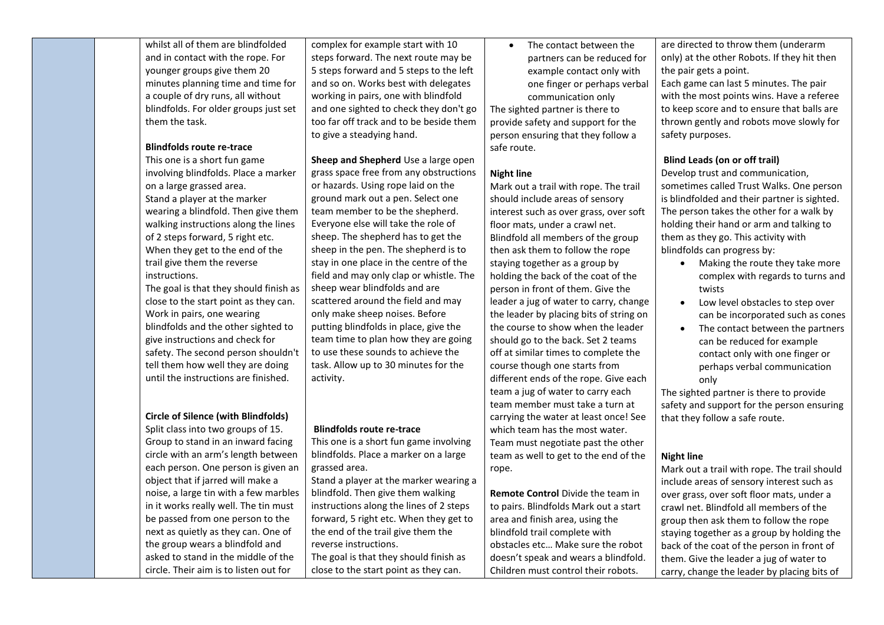whilst all of them are blindfolded and in contact with the rope. For younger groups give them 20 minutes planning time and time for a couple of dry runs, all without blindfolds. For older groups just set them the task.

**Blindfolds route re-trace**
This one is a short fun game involving blindfolds. Place a marker on a large grassed area.
Stand a player at the marker wearing a blindfold. Then give them walking instructions along the lines of 2 steps forward, 5 right etc. When they get to the end of the trail give them the reverse instructions.
The goal is that they should finish as close to the start point as they can. Work in pairs, one wearing blindfolds and the other sighted to give instructions and check for safety. The second person shouldn't tell them how well they are doing until the instructions are finished.

**Circle of Silence (with Blindfolds)**
Split class into two groups of 15. Group to stand in an inward facing circle with an arm's length between each person. One person is given an object that if jarred will make a noise, a large tin with a few marbles in it works really well. The tin must be passed from one person to the next as quietly as they can. One of the group wears a blindfold and asked to stand in the middle of the circle. Their aim is to listen out for

complex for example start with 10 steps forward. The next route may be 5 steps forward and 5 steps to the left and so on. Works best with delegates working in pairs, one with blindfold and one sighted to check they don't go too far off track and to be beside them to give a steadying hand.

**Sheep and Shepherd** Use a large open grass space free from any obstructions or hazards. Using rope laid on the ground mark out a pen. Select one team member to be the shepherd. Everyone else will take the role of sheep. The shepherd has to get the sheep in the pen. The shepherd is to stay in one place in the centre of the field and may only clap or whistle. The sheep wear blindfolds and are scattered around the field and may only make sheep noises. Before putting blindfolds in place, give the team time to plan how they are going to use these sounds to achieve the task. Allow up to 30 minutes for the activity.

**Blindfolds route re-trace**
This one is a short fun game involving blindfolds. Place a marker on a large grassed area.
Stand a player at the marker wearing a blindfold. Then give them walking instructions along the lines of 2 steps forward, 5 right etc. When they get to the end of the trail give them the reverse instructions.
The goal is that they should finish as close to the start point as they can.

- The contact between the partners can be reduced for example contact only with one finger or perhaps verbal communication only

The sighted partner is there to provide safety and support for the person ensuring that they follow a safe route.

**Night line**
Mark out a trail with rope. The trail should include areas of sensory interest such as over grass, over soft floor mats, under a crawl net. Blindfold all members of the group then ask them to follow the rope staying together as a group by holding the back of the coat of the person in front of them. Give the leader a jug of water to carry, change the leader by placing bits of string on the course to show when the leader should go to the back. Set 2 teams off at similar times to complete the course though one starts from different ends of the rope. Give each team a jug of water to carry each team member must take a turn at carrying the water at least once! See which team has the most water. Team must negotiate past the other team as well to get to the end of the rope.

**Remote Control** Divide the team in to pairs. Blindfolds Mark out a start area and finish area, using the blindfold trail complete with obstacles etc… Make sure the robot doesn't speak and wears a blindfold. Children must control their robots.

are directed to throw them (underarm only) at the other Robots. If they hit then the pair gets a point.
Each game can last 5 minutes. The pair with the most points wins. Have a referee to keep score and to ensure that balls are thrown gently and robots move slowly for safety purposes.

**Blind Leads (on or off trail)**
Develop trust and communication, sometimes called Trust Walks. One person is blindfolded and their partner is sighted. The person takes the other for a walk by holding their hand or arm and talking to them as they go. This activity with blindfolds can progress by:

- Making the route they take more complex with regards to turns and twists
- Low level obstacles to step over can be incorporated such as cones
- The contact between the partners can be reduced for example contact only with one finger or perhaps verbal communication only

The sighted partner is there to provide safety and support for the person ensuring that they follow a safe route.

**Night line**
Mark out a trail with rope. The trail should include areas of sensory interest such as over grass, over soft floor mats, under a crawl net. Blindfold all members of the group then ask them to follow the rope staying together as a group by holding the back of the coat of the person in front of them. Give the leader a jug of water to carry, change the leader by placing bits of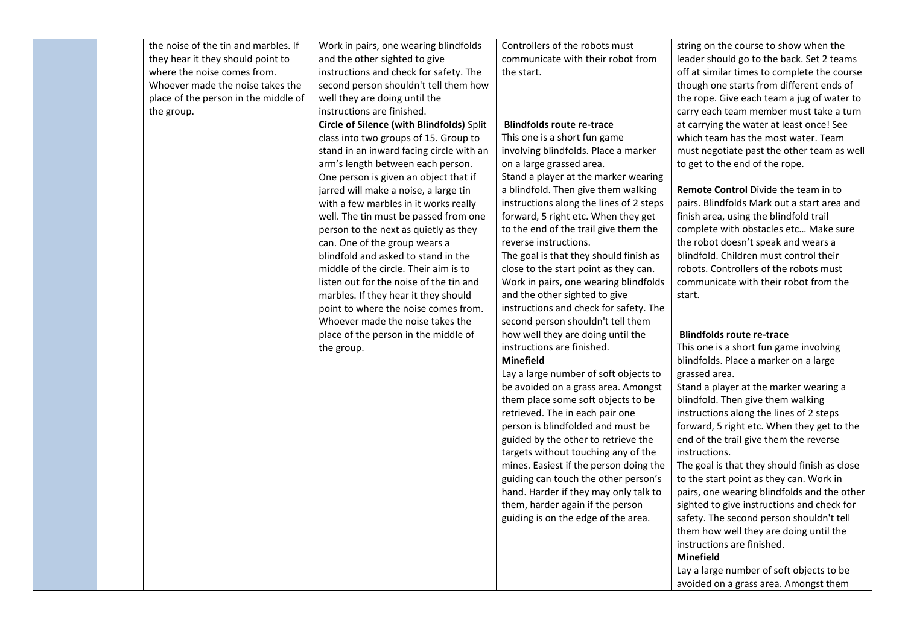| | | | | | |
|---|---|---|---|---|---|
| | | the noise of the tin and marbles. If they hear it they should point to where the noise comes from. Whoever made the noise takes the place of the person in the middle of the group. | Work in pairs, one wearing blindfolds and the other sighted to give instructions and check for safety. The second person shouldn't tell them how well they are doing until the instructions are finished.<br>**Circle of Silence (with Blindfolds)** Split class into two groups of 15. Group to stand in an inward facing circle with an arm's length between each person. One person is given an object that if jarred will make a noise, a large tin with a few marbles in it works really well. The tin must be passed from one person to the next as quietly as they can. One of the group wears a blindfold and asked to stand in the middle of the circle. Their aim is to listen out for the noise of the tin and marbles. If they hear it they should point to where the noise comes from. Whoever made the noise takes the place of the person in the middle of the group. | Controllers of the robots must communicate with their robot from the start.<br><br>**Blindfolds route re-trace**<br>This one is a short fun game involving blindfolds. Place a marker on a large grassed area.<br>Stand a player at the marker wearing a blindfold. Then give them walking instructions along the lines of 2 steps forward, 5 right etc. When they get to the end of the trail give them the reverse instructions.<br>The goal is that they should finish as close to the start point as they can. Work in pairs, one wearing blindfolds and the other sighted to give instructions and check for safety. The second person shouldn't tell them how well they are doing until the instructions are finished.<br>**Minefield**<br>Lay a large number of soft objects to be avoided on a grass area. Amongst them place some soft objects to be retrieved. The in each pair one person is blindfolded and must be guided by the other to retrieve the targets without touching any of the mines. Easiest if the person doing the guiding can touch the other person's hand. Harder if they may only talk to them, harder again if the person guiding is on the edge of the area. | string on the course to show when the leader should go to the back. Set 2 teams off at similar times to complete the course though one starts from different ends of the rope. Give each team a jug of water to carry each team member must take a turn at carrying the water at least once! See which team has the most water. Team must negotiate past the other team as well to get to the end of the rope.<br><br>**Remote Control** Divide the team in to pairs. Blindfolds Mark out a start area and finish area, using the blindfold trail complete with obstacles etc… Make sure the robot doesn't speak and wears a blindfold. Children must control their robots. Controllers of the robots must communicate with their robot from the start.<br><br>**Blindfolds route re-trace**<br>This one is a short fun game involving blindfolds. Place a marker on a large grassed area.<br>Stand a player at the marker wearing a blindfold. Then give them walking instructions along the lines of 2 steps forward, 5 right etc. When they get to the end of the trail give them the reverse instructions.<br>The goal is that they should finish as close to the start point as they can. Work in pairs, one wearing blindfolds and the other sighted to give instructions and check for safety. The second person shouldn't tell them how well they are doing until the instructions are finished.<br>**Minefield**<br>Lay a large number of soft objects to be avoided on a grass area. Amongst them |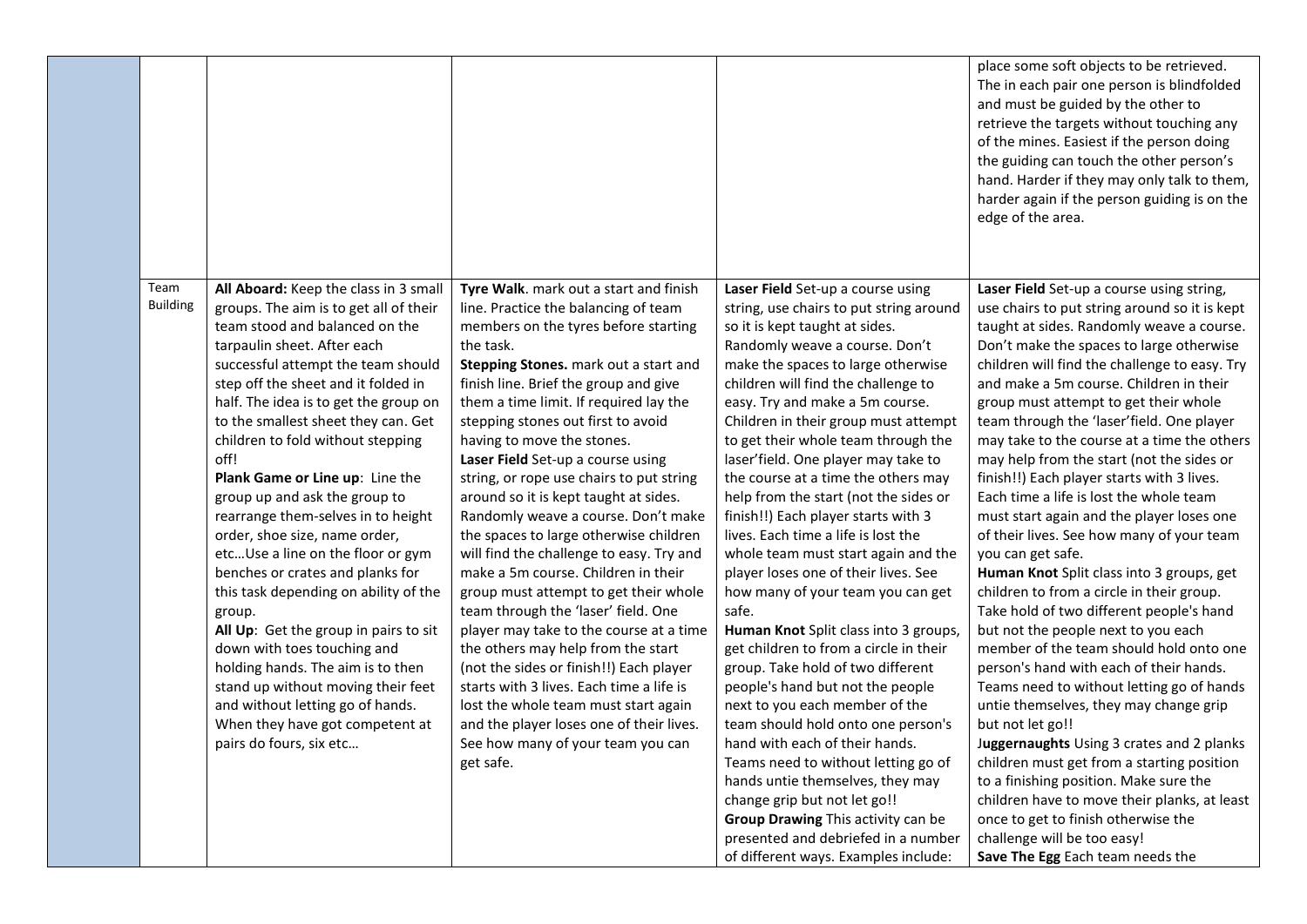|  |  |  |  |  |  |
|---|---|---|---|---|---|
|  |  |  |  |  | place some soft objects to be retrieved. The in each pair one person is blindfolded and must be guided by the other to retrieve the targets without touching any of the mines. Easiest if the person doing the guiding can touch the other person's hand. Harder if they may only talk to them, harder again if the person guiding is on the edge of the area. |
|  | Team Building | **All Aboard:** Keep the class in 3 small groups. The aim is to get all of their team stood and balanced on the tarpaulin sheet. After each successful attempt the team should step off the sheet and it folded in half. The idea is to get the group on to the smallest sheet they can. Get children to fold without stepping off!<br>**Plank Game or Line up**: Line the group up and ask the group to rearrange them-selves in to height order, shoe size, name order, etc…Use a line on the floor or gym benches or crates and planks for this task depending on ability of the group.<br>**All Up**: Get the group in pairs to sit down with toes touching and holding hands. The aim is to then stand up without moving their feet and without letting go of hands. When they have got competent at pairs do fours, six etc… | **Tyre Walk**. mark out a start and finish line. Practice the balancing of team members on the tyres before starting the task.<br>**Stepping Stones.** mark out a start and finish line. Brief the group and give them a time limit. If required lay the stepping stones out first to avoid having to move the stones.<br>**Laser Field** Set-up a course using string, or rope use chairs to put string around so it is kept taught at sides. Randomly weave a course. Don't make the spaces to large otherwise children will find the challenge to easy. Try and make a 5m course. Children in their group must attempt to get their whole team through the 'laser' field. One player may take to the course at a time the others may help from the start (not the sides or finish!!) Each player starts with 3 lives. Each time a life is lost the whole team must start again and the player loses one of their lives. See how many of your team you can get safe. | **Laser Field** Set-up a course using string, use chairs to put string around so it is kept taught at sides. Randomly weave a course. Don't make the spaces to large otherwise children will find the challenge to easy. Try and make a 5m course. Children in their group must attempt to get their whole team through the laser'field. One player may take to the course at a time the others may help from the start (not the sides or finish!!) Each player starts with 3 lives. Each time a life is lost the whole team must start again and the player loses one of their lives. See how many of your team you can get safe.<br>**Human Knot** Split class into 3 groups, get children to from a circle in their group. Take hold of two different people's hand but not the people next to you each member of the team should hold onto one person's hand with each of their hands. Teams need to without letting go of hands untie themselves, they may change grip but not let go!!<br>**Group Drawing** This activity can be presented and debriefed in a number of different ways. Examples include: | **Laser Field** Set-up a course using string, use chairs to put string around so it is kept taught at sides. Randomly weave a course. Don't make the spaces to large otherwise children will find the challenge to easy. Try and make a 5m course. Children in their group must attempt to get their whole team through the 'laser'field. One player may take to the course at a time the others may help from the start (not the sides or finish!!) Each player starts with 3 lives. Each time a life is lost the whole team must start again and the player loses one of their lives. See how many of your team you can get safe.<br>**Human Knot** Split class into 3 groups, get children to from a circle in their group. Take hold of two different people's hand but not the people next to you each member of the team should hold onto one person's hand with each of their hands. Teams need to without letting go of hands untie themselves, they may change grip but not let go!!<br>**Juggernaughts** Using 3 crates and 2 planks children must get from a starting position to a finishing position. Make sure the children have to move their planks, at least once to get to finish otherwise the challenge will be too easy!<br>**Save The Egg** Each team needs the |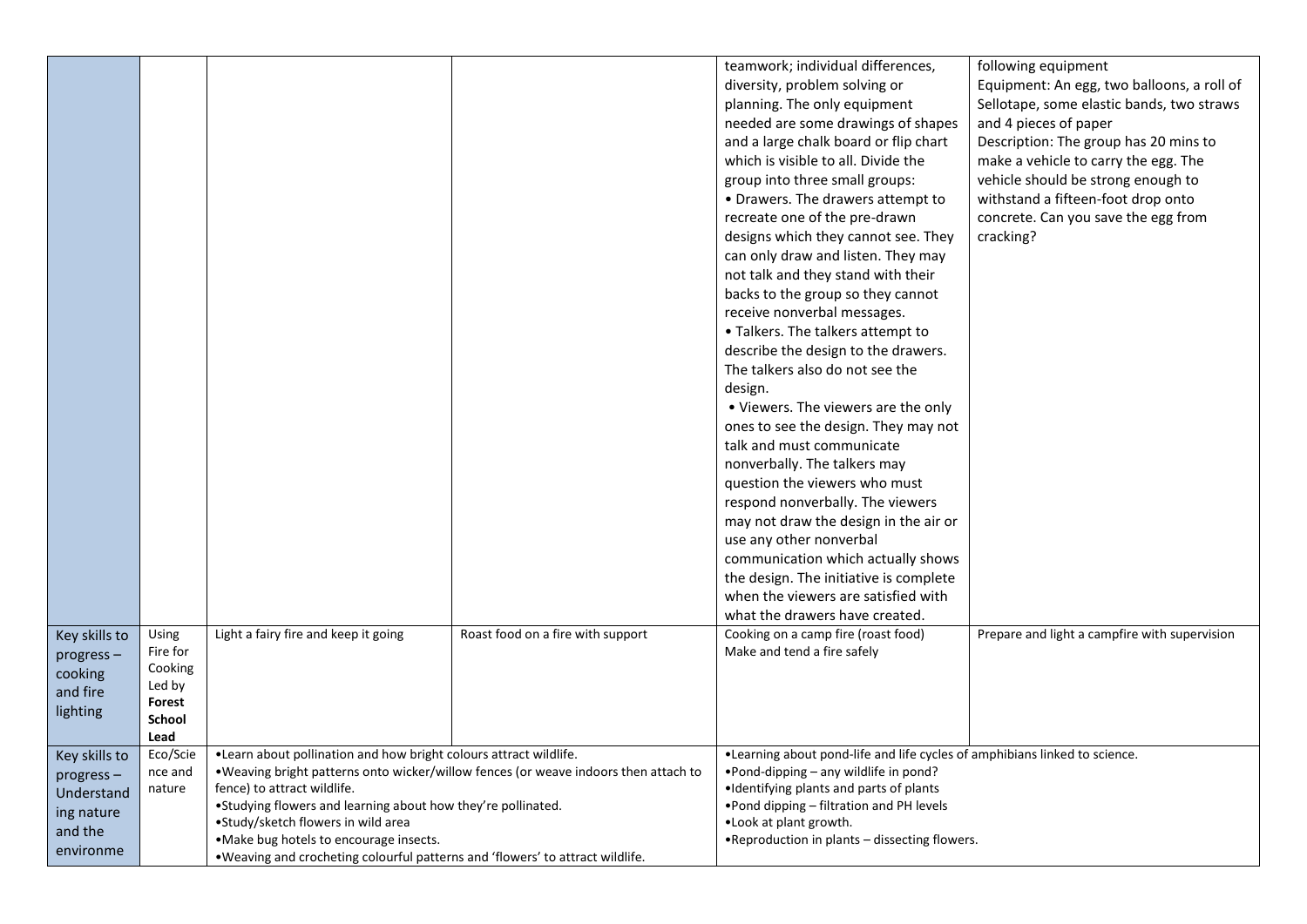| | | | | | |
|---|---|---|---|---|---|
| | | | | teamwork; individual differences, diversity, problem solving or planning. The only equipment needed are some drawings of shapes and a large chalk board or flip chart which is visible to all. Divide the group into three small groups:<br>• Drawers. The drawers attempt to recreate one of the pre-drawn designs which they cannot see. They can only draw and listen. They may not talk and they stand with their backs to the group so they cannot receive nonverbal messages.<br>• Talkers. The talkers attempt to describe the design to the drawers. The talkers also do not see the design.<br>• Viewers. The viewers are the only ones to see the design. They may not talk and must communicate nonverbally. The talkers may question the viewers who must respond nonverbally. The viewers may not draw the design in the air or use any other nonverbal communication which actually shows the design. The initiative is complete when the viewers are satisfied with what the drawers have created. | following equipment<br>Equipment: An egg, two balloons, a roll of Sellotape, some elastic bands, two straws and 4 pieces of paper<br>Description: The group has 20 mins to make a vehicle to carry the egg. The vehicle should be strong enough to withstand a fifteen-foot drop onto concrete. Can you save the egg from cracking? |
| Key skills to progress – cooking and fire lighting | Using Fire for Cooking Led by **Forest School Lead** | Light a fairy fire and keep it going | Roast food on a fire with support | Cooking on a camp fire (roast food)<br>Make and tend a fire safely | Prepare and light a campfire with supervision |
| Key skills to progress – Understanding nature and the environme | Eco/Science and nature | •Learn about pollination and how bright colours attract wildlife.<br>•Weaving bright patterns onto wicker/willow fences (or weave indoors then attach to fence) to attract wildlife.<br>•Studying flowers and learning about how they're pollinated.<br>•Study/sketch flowers in wild area<br>•Make bug hotels to encourage insects.<br>•Weaving and crocheting colourful patterns and 'flowers' to attract wildlife. | | •Learning about pond-life and life cycles of amphibians linked to science.<br>•Pond-dipping – any wildlife in pond?<br>•Identifying plants and parts of plants<br>•Pond dipping – filtration and PH levels<br>•Look at plant growth.<br>•Reproduction in plants – dissecting flowers. | |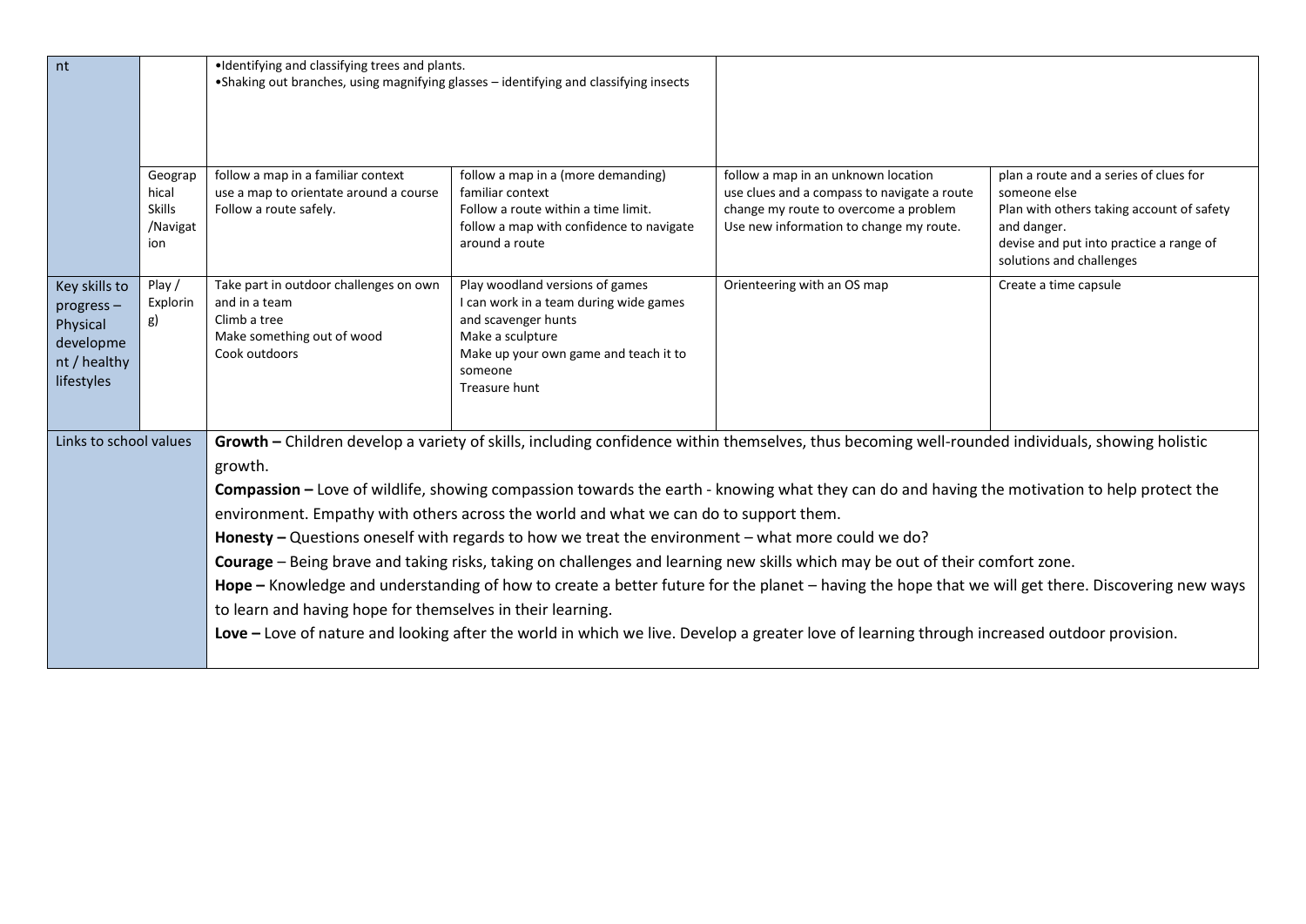| | | | | | |
|---|---|---|---|---|---|
| nt | | •Identifying and classifying trees and plants.<br>•Shaking out branches, using magnifying glasses – identifying and classifying insects | | | |
| | Geographical Skills /Navigation | follow a map in a familiar context<br>use a map to orientate around a course<br>Follow a route safely. | follow a map in a (more demanding) familiar context<br>Follow a route within a time limit.<br>follow a map with confidence to navigate around a route | follow a map in an unknown location<br>use clues and a compass to navigate a route<br>change my route to overcome a problem<br>Use new information to change my route. | plan a route and a series of clues for someone else<br>Plan with others taking account of safety and danger.<br>devise and put into practice a range of solutions and challenges |
| Key skills to progress – Physical development / healthy lifestyles | Play / Exploring) | Take part in outdoor challenges on own and in a team<br>Climb a tree<br>Make something out of wood<br>Cook outdoors | Play woodland versions of games<br>I can work in a team during wide games and scavenger hunts<br>Make a sculpture<br>Make up your own game and teach it to someone<br>Treasure hunt | Orienteering with an OS map | Create a time capsule |
| Links to school values | | **Growth –** Children develop a variety of skills, including confidence within themselves, thus becoming well-rounded individuals, showing holistic growth.<br>**Compassion –** Love of wildlife, showing compassion towards the earth - knowing what they can do and having the motivation to help protect the environment. Empathy with others across the world and what we can do to support them.<br>**Honesty –** Questions oneself with regards to how we treat the environment – what more could we do?<br>**Courage** – Being brave and taking risks, taking on challenges and learning new skills which may be out of their comfort zone.<br>**Hope –** Knowledge and understanding of how to create a better future for the planet – having the hope that we will get there. Discovering new ways to learn and having hope for themselves in their learning.<br>**Love –** Love of nature and looking after the world in which we live. Develop a greater love of learning through increased outdoor provision. | | | |